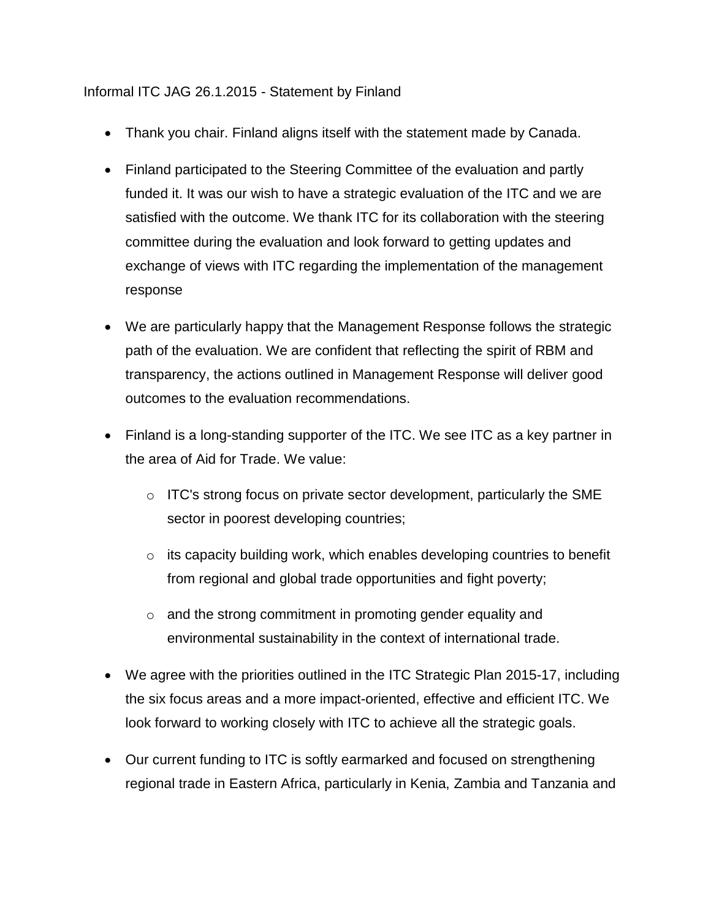Informal ITC JAG 26.1.2015 - Statement by Finland

- Thank you chair. Finland aligns itself with the statement made by Canada.
- Finland participated to the Steering Committee of the evaluation and partly funded it. It was our wish to have a strategic evaluation of the ITC and we are satisfied with the outcome. We thank ITC for its collaboration with the steering committee during the evaluation and look forward to getting updates and exchange of views with ITC regarding the implementation of the management response
- We are particularly happy that the Management Response follows the strategic path of the evaluation. We are confident that reflecting the spirit of RBM and transparency, the actions outlined in Management Response will deliver good outcomes to the evaluation recommendations.
- Finland is a long-standing supporter of the ITC. We see ITC as a key partner in the area of Aid for Trade. We value:
    - ITC's strong focus on private sector development, particularly the SME sector in poorest developing countries;
    - its capacity building work, which enables developing countries to benefit from regional and global trade opportunities and fight poverty;
    - and the strong commitment in promoting gender equality and environmental sustainability in the context of international trade.
- We agree with the priorities outlined in the ITC Strategic Plan 2015-17, including the six focus areas and a more impact-oriented, effective and efficient ITC. We look forward to working closely with ITC to achieve all the strategic goals.
- Our current funding to ITC is softly earmarked and focused on strengthening regional trade in Eastern Africa, particularly in Kenia, Zambia and Tanzania and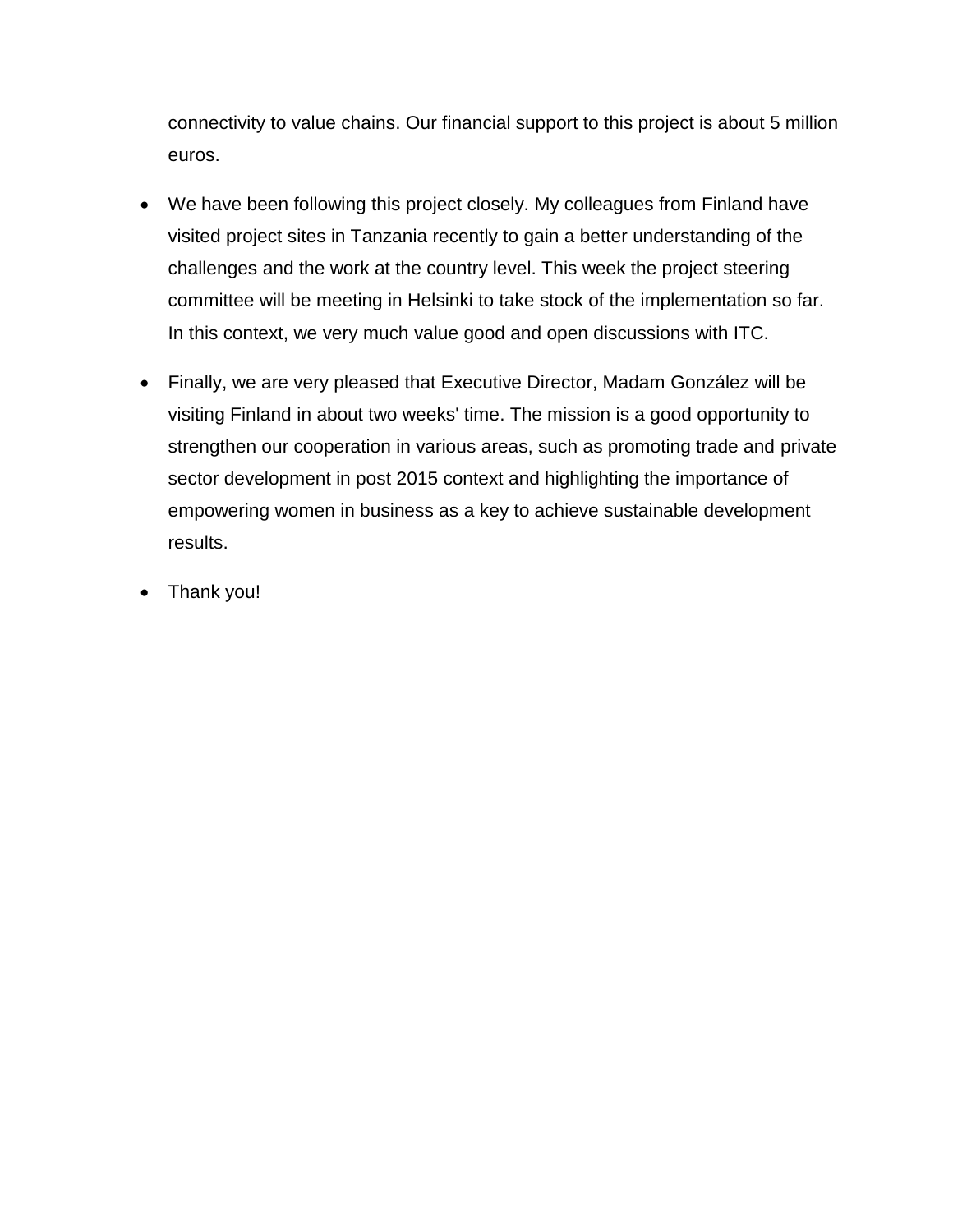connectivity to value chains. Our financial support to this project is about 5 million euros.

- We have been following this project closely. My colleagues from Finland have visited project sites in Tanzania recently to gain a better understanding of the challenges and the work at the country level. This week the project steering committee will be meeting in Helsinki to take stock of the implementation so far. In this context, we very much value good and open discussions with ITC.
- Finally, we are very pleased that Executive Director, Madam González will be visiting Finland in about two weeks' time. The mission is a good opportunity to strengthen our cooperation in various areas, such as promoting trade and private sector development in post 2015 context and highlighting the importance of empowering women in business as a key to achieve sustainable development results.
- Thank you!